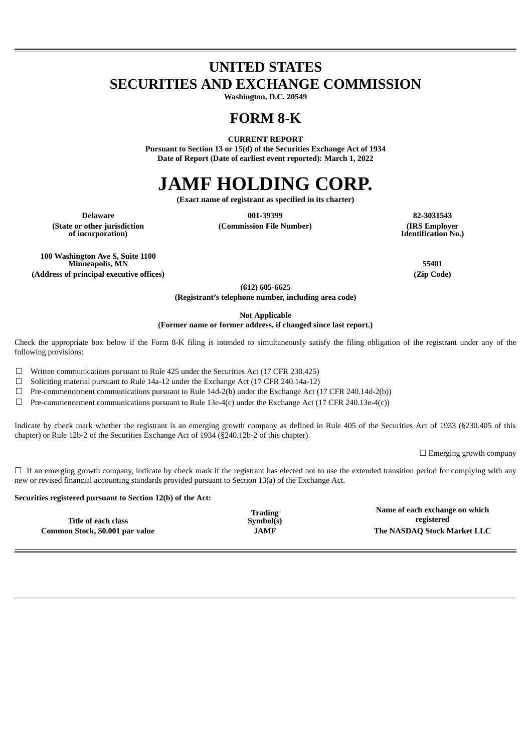# UNITED STATES
# SECURITIES AND EXCHANGE COMMISSION

**Washington, D.C. 20549**

# FORM 8-K

**CURRENT REPORT**

**Pursuant to Section 13 or 15(d) of the Securities Exchange Act of 1934**

**Date of Report (Date of earliest event reported): March 1, 2022**

# JAMF HOLDING CORP.

**(Exact name of registrant as specified in its charter)**

| Delaware | 001-39399 | 82-3031543 |
|---|---|---|
| (State or other jurisdiction of incorporation) | (Commission File Number) | (IRS Employer Identification No.) |

| 100 Washington Ave S, Suite 1100 Minneapolis, MN | 55401 |
|---|---|
| (Address of principal executive offices) | (Zip Code) |

**(612) 605-6625**

**(Registrant's telephone number, including area code)**

**Not Applicable**

**(Former name or former address, if changed since last report.)**

Check the appropriate box below if the Form 8-K filing is intended to simultaneously satisfy the filing obligation of the registrant under any of the following provisions:

☐ Written communications pursuant to Rule 425 under the Securities Act (17 CFR 230.425)

☐ Soliciting material pursuant to Rule 14a-12 under the Exchange Act (17 CFR 240.14a-12)

☐ Pre-commencement communications pursuant to Rule 14d-2(b) under the Exchange Act (17 CFR 240.14d-2(b))

☐ Pre-commencement communications pursuant to Rule 13e-4(c) under the Exchange Act (17 CFR 240.13e-4(c))

Indicate by check mark whether the registrant is an emerging growth company as defined in Rule 405 of the Securities Act of 1933 (§230.405 of this chapter) or Rule 12b-2 of the Securities Exchange Act of 1934 (§240.12b-2 of this chapter).

☐ Emerging growth company

☐ If an emerging growth company, indicate by check mark if the registrant has elected not to use the extended transition period for complying with any new or revised financial accounting standards provided pursuant to Section 13(a) of the Exchange Act.

**Securities registered pursuant to Section 12(b) of the Act:**

| Title of each class | Trading Symbol(s) | Name of each exchange on which registered |
|---|---|---|
| **Common Stock, $0.001 par value** | **JAMF** | **The NASDAQ Stock Market LLC** |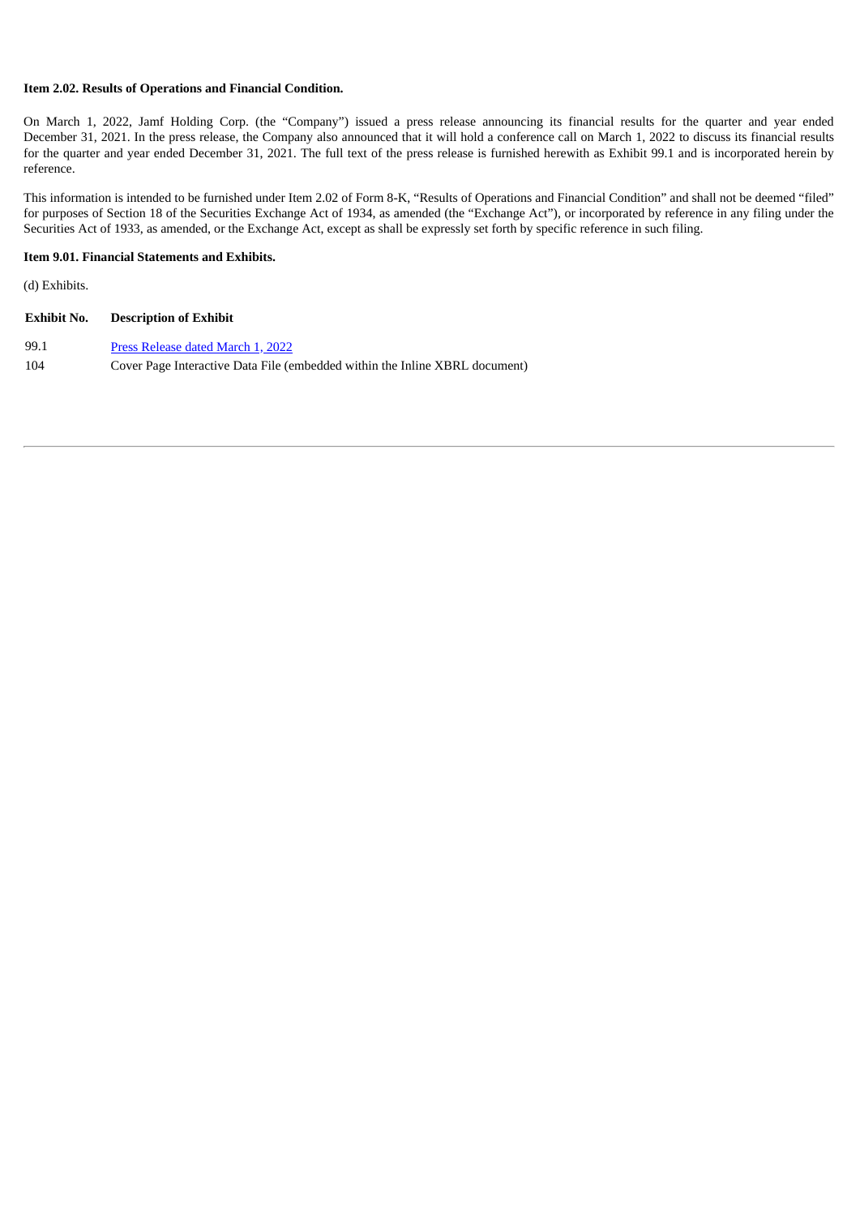**Item 2.02. Results of Operations and Financial Condition.**

On March 1, 2022, Jamf Holding Corp. (the "Company") issued a press release announcing its financial results for the quarter and year ended December 31, 2021. In the press release, the Company also announced that it will hold a conference call on March 1, 2022 to discuss its financial results for the quarter and year ended December 31, 2021. The full text of the press release is furnished herewith as Exhibit 99.1 and is incorporated herein by reference.

This information is intended to be furnished under Item 2.02 of Form 8-K, "Results of Operations and Financial Condition" and shall not be deemed "filed" for purposes of Section 18 of the Securities Exchange Act of 1934, as amended (the "Exchange Act"), or incorporated by reference in any filing under the Securities Act of 1933, as amended, or the Exchange Act, except as shall be expressly set forth by specific reference in such filing.

**Item 9.01. Financial Statements and Exhibits.**

(d) Exhibits.

| Exhibit No. | Description of Exhibit |
|---|---|
| 99.1 | Press Release dated March 1, 2022 |
| 104 | Cover Page Interactive Data File (embedded within the Inline XBRL document) |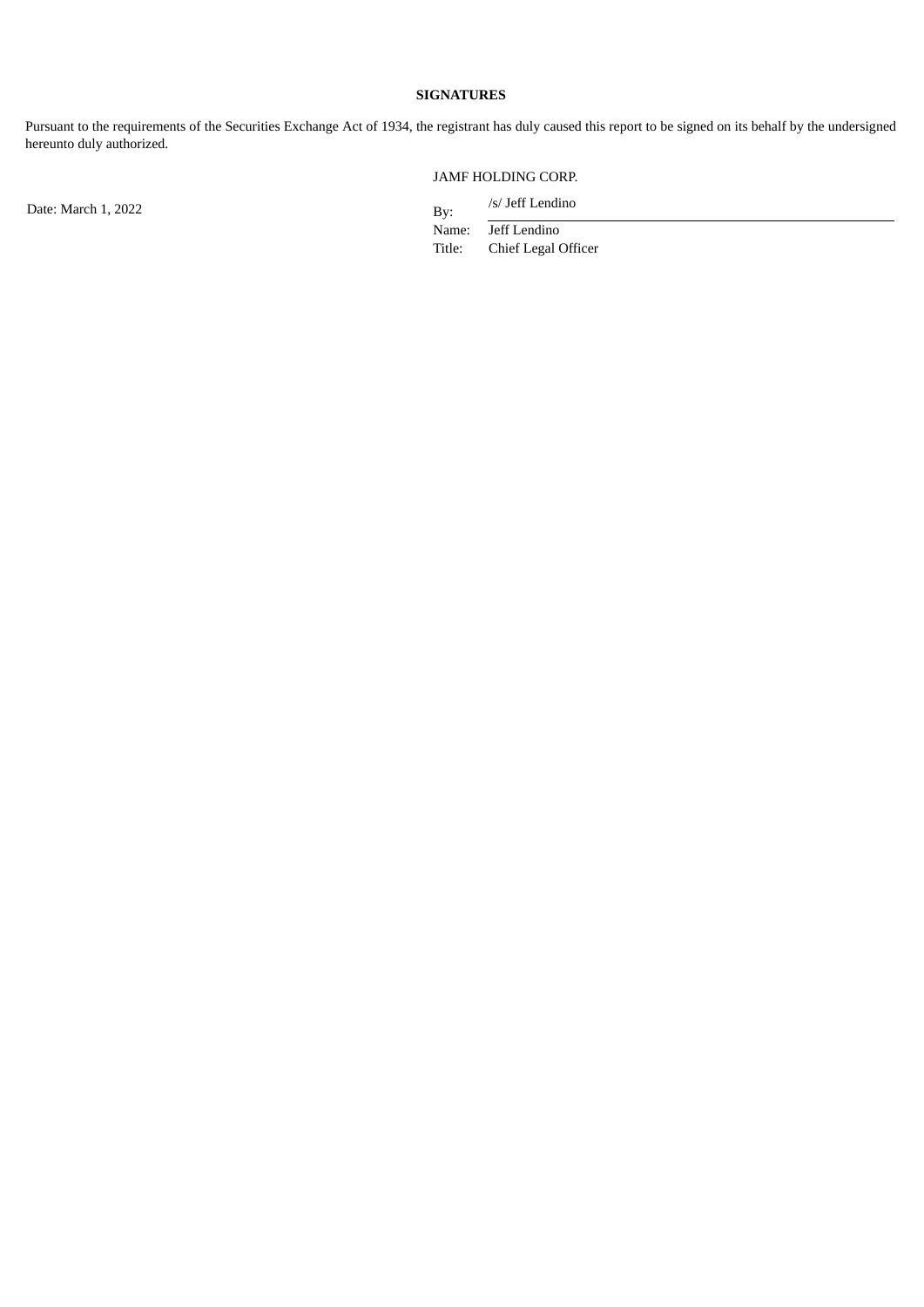**SIGNATURES**

Pursuant to the requirements of the Securities Exchange Act of 1934, the registrant has duly caused this report to be signed on its behalf by the undersigned hereunto duly authorized.

| | | |
|---|---|---|
| | JAMF HOLDING CORP. | |
| Date: March 1, 2022 | By: | /s/ Jeff Lendino |
| | Name: | Jeff Lendino |
| | Title: | Chief Legal Officer |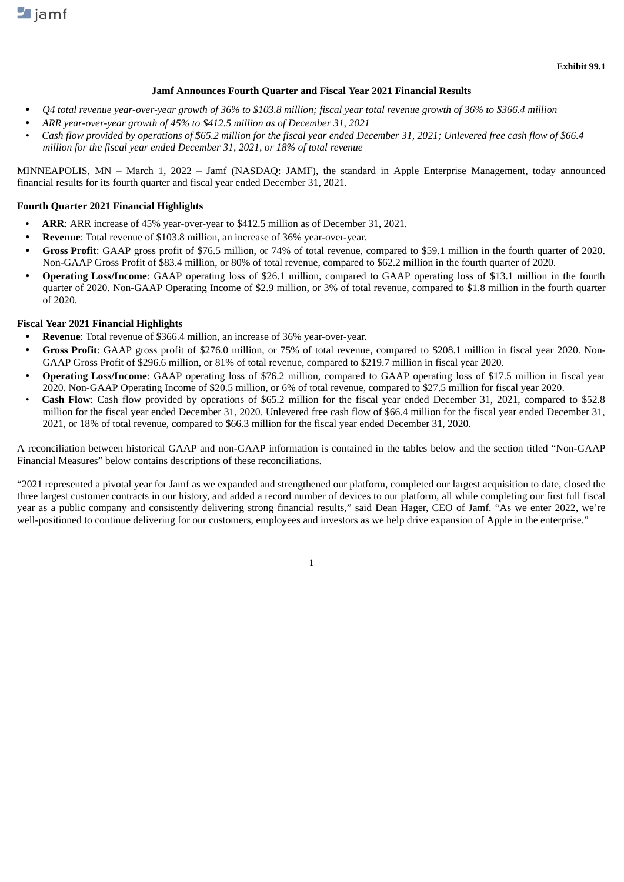Exhibit 99.1

## Jamf Announces Fourth Quarter and Fiscal Year 2021 Financial Results

- *Q4 total revenue year-over-year growth of 36% to $103.8 million; fiscal year total revenue growth of 36% to $366.4 million*
- *ARR year-over-year growth of 45% to $412.5 million as of December 31, 2021*
- *Cash flow provided by operations of $65.2 million for the fiscal year ended December 31, 2021; Unlevered free cash flow of $66.4 million for the fiscal year ended December 31, 2021, or 18% of total revenue*

MINNEAPOLIS, MN – March 1, 2022 – Jamf (NASDAQ: JAMF), the standard in Apple Enterprise Management, today announced financial results for its fourth quarter and fiscal year ended December 31, 2021.

### Fourth Quarter 2021 Financial Highlights

- **ARR**: ARR increase of 45% year-over-year to $412.5 million as of December 31, 2021.
- **Revenue**: Total revenue of $103.8 million, an increase of 36% year-over-year.
- **Gross Profit**: GAAP gross profit of $76.5 million, or 74% of total revenue, compared to $59.1 million in the fourth quarter of 2020. Non-GAAP Gross Profit of $83.4 million, or 80% of total revenue, compared to $62.2 million in the fourth quarter of 2020.
- **Operating Loss/Income**: GAAP operating loss of $26.1 million, compared to GAAP operating loss of $13.1 million in the fourth quarter of 2020. Non-GAAP Operating Income of $2.9 million, or 3% of total revenue, compared to $1.8 million in the fourth quarter of 2020.

### Fiscal Year 2021 Financial Highlights

- **Revenue**: Total revenue of $366.4 million, an increase of 36% year-over-year.
- **Gross Profit**: GAAP gross profit of $276.0 million, or 75% of total revenue, compared to $208.1 million in fiscal year 2020. Non-GAAP Gross Profit of $296.6 million, or 81% of total revenue, compared to $219.7 million in fiscal year 2020.
- **Operating Loss/Income**: GAAP operating loss of $76.2 million, compared to GAAP operating loss of $17.5 million in fiscal year 2020. Non-GAAP Operating Income of $20.5 million, or 6% of total revenue, compared to $27.5 million for fiscal year 2020.
- **Cash Flow**: Cash flow provided by operations of $65.2 million for the fiscal year ended December 31, 2021, compared to $52.8 million for the fiscal year ended December 31, 2020. Unlevered free cash flow of $66.4 million for the fiscal year ended December 31, 2021, or 18% of total revenue, compared to $66.3 million for the fiscal year ended December 31, 2020.

A reconciliation between historical GAAP and non-GAAP information is contained in the tables below and the section titled "Non-GAAP Financial Measures" below contains descriptions of these reconciliations.

"2021 represented a pivotal year for Jamf as we expanded and strengthened our platform, completed our largest acquisition to date, closed the three largest customer contracts in our history, and added a record number of devices to our platform, all while completing our first full fiscal year as a public company and consistently delivering strong financial results," said Dean Hager, CEO of Jamf. "As we enter 2022, we're well-positioned to continue delivering for our customers, employees and investors as we help drive expansion of Apple in the enterprise."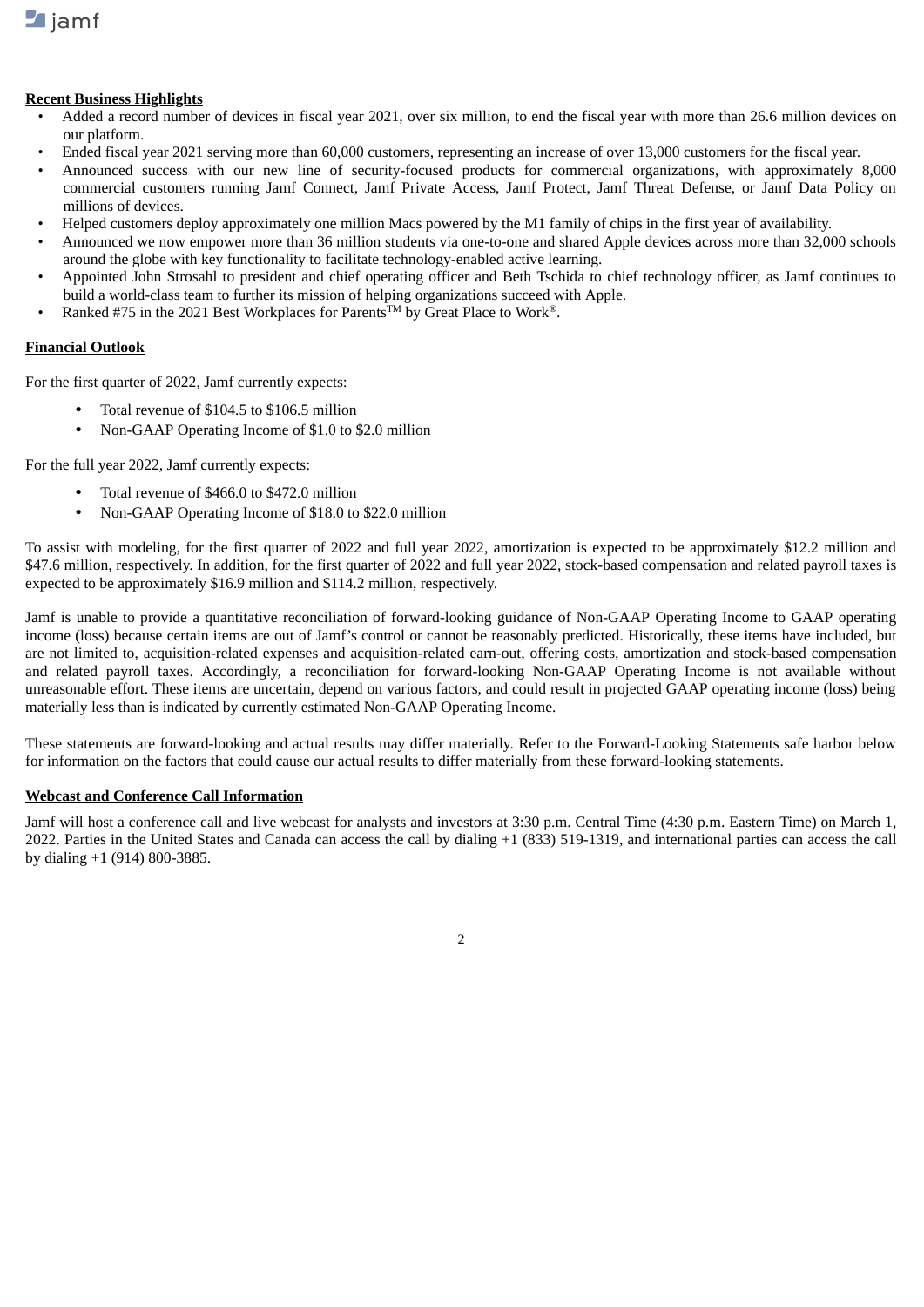**Recent Business Highlights**

- Added a record number of devices in fiscal year 2021, over six million, to end the fiscal year with more than 26.6 million devices on our platform.
- Ended fiscal year 2021 serving more than 60,000 customers, representing an increase of over 13,000 customers for the fiscal year.
- Announced success with our new line of security-focused products for commercial organizations, with approximately 8,000 commercial customers running Jamf Connect, Jamf Private Access, Jamf Protect, Jamf Threat Defense, or Jamf Data Policy on millions of devices.
- Helped customers deploy approximately one million Macs powered by the M1 family of chips in the first year of availability.
- Announced we now empower more than 36 million students via one-to-one and shared Apple devices across more than 32,000 schools around the globe with key functionality to facilitate technology-enabled active learning.
- Appointed John Strosahl to president and chief operating officer and Beth Tschida to chief technology officer, as Jamf continues to build a world-class team to further its mission of helping organizations succeed with Apple.
- Ranked #75 in the 2021 Best Workplaces for Parents™ by Great Place to Work®.

**Financial Outlook**

For the first quarter of 2022, Jamf currently expects:

- Total revenue of $104.5 to $106.5 million
- Non-GAAP Operating Income of $1.0 to $2.0 million

For the full year 2022, Jamf currently expects:

- Total revenue of $466.0 to $472.0 million
- Non-GAAP Operating Income of $18.0 to $22.0 million

To assist with modeling, for the first quarter of 2022 and full year 2022, amortization is expected to be approximately $12.2 million and $47.6 million, respectively. In addition, for the first quarter of 2022 and full year 2022, stock-based compensation and related payroll taxes is expected to be approximately $16.9 million and $114.2 million, respectively.

Jamf is unable to provide a quantitative reconciliation of forward-looking guidance of Non-GAAP Operating Income to GAAP operating income (loss) because certain items are out of Jamf's control or cannot be reasonably predicted. Historically, these items have included, but are not limited to, acquisition-related expenses and acquisition-related earn-out, offering costs, amortization and stock-based compensation and related payroll taxes. Accordingly, a reconciliation for forward-looking Non-GAAP Operating Income is not available without unreasonable effort. These items are uncertain, depend on various factors, and could result in projected GAAP operating income (loss) being materially less than is indicated by currently estimated Non-GAAP Operating Income.

These statements are forward-looking and actual results may differ materially. Refer to the Forward-Looking Statements safe harbor below for information on the factors that could cause our actual results to differ materially from these forward-looking statements.

**Webcast and Conference Call Information**

Jamf will host a conference call and live webcast for analysts and investors at 3:30 p.m. Central Time (4:30 p.m. Eastern Time) on March 1, 2022. Parties in the United States and Canada can access the call by dialing +1 (833) 519-1319, and international parties can access the call by dialing +1 (914) 800-3885.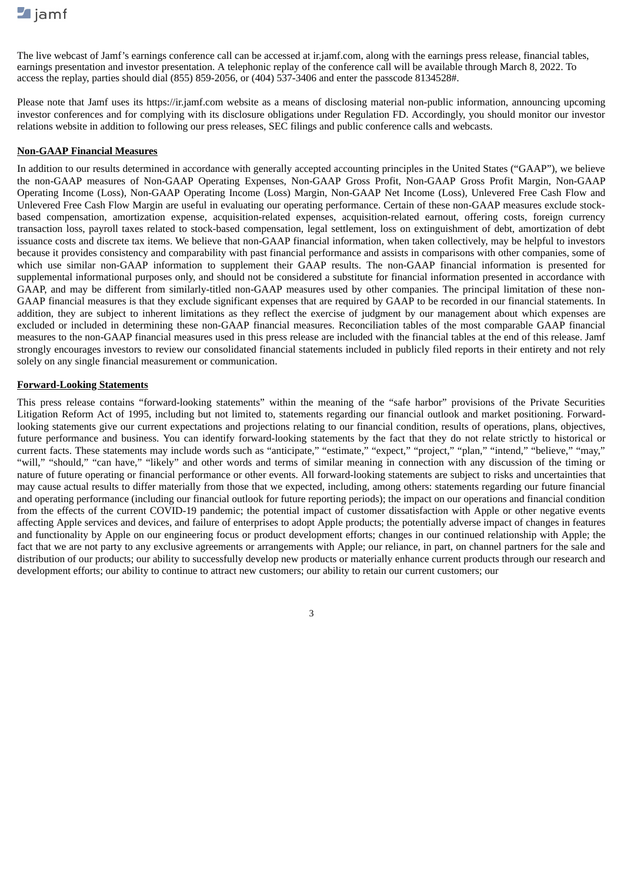The live webcast of Jamf's earnings conference call can be accessed at ir.jamf.com, along with the earnings press release, financial tables, earnings presentation and investor presentation. A telephonic replay of the conference call will be available through March 8, 2022. To access the replay, parties should dial (855) 859-2056, or (404) 537-3406 and enter the passcode 8134528#.

Please note that Jamf uses its https://ir.jamf.com website as a means of disclosing material non-public information, announcing upcoming investor conferences and for complying with its disclosure obligations under Regulation FD. Accordingly, you should monitor our investor relations website in addition to following our press releases, SEC filings and public conference calls and webcasts.

**Non-GAAP Financial Measures**

In addition to our results determined in accordance with generally accepted accounting principles in the United States ("GAAP"), we believe the non-GAAP measures of Non-GAAP Operating Expenses, Non-GAAP Gross Profit, Non-GAAP Gross Profit Margin, Non-GAAP Operating Income (Loss), Non-GAAP Operating Income (Loss) Margin, Non-GAAP Net Income (Loss), Unlevered Free Cash Flow and Unlevered Free Cash Flow Margin are useful in evaluating our operating performance. Certain of these non-GAAP measures exclude stock-based compensation, amortization expense, acquisition-related expenses, acquisition-related earnout, offering costs, foreign currency transaction loss, payroll taxes related to stock-based compensation, legal settlement, loss on extinguishment of debt, amortization of debt issuance costs and discrete tax items. We believe that non-GAAP financial information, when taken collectively, may be helpful to investors because it provides consistency and comparability with past financial performance and assists in comparisons with other companies, some of which use similar non-GAAP information to supplement their GAAP results. The non-GAAP financial information is presented for supplemental informational purposes only, and should not be considered a substitute for financial information presented in accordance with GAAP, and may be different from similarly-titled non-GAAP measures used by other companies. The principal limitation of these non-GAAP financial measures is that they exclude significant expenses that are required by GAAP to be recorded in our financial statements. In addition, they are subject to inherent limitations as they reflect the exercise of judgment by our management about which expenses are excluded or included in determining these non-GAAP financial measures. Reconciliation tables of the most comparable GAAP financial measures to the non-GAAP financial measures used in this press release are included with the financial tables at the end of this release. Jamf strongly encourages investors to review our consolidated financial statements included in publicly filed reports in their entirety and not rely solely on any single financial measurement or communication.

**Forward-Looking Statements**

This press release contains "forward-looking statements" within the meaning of the "safe harbor" provisions of the Private Securities Litigation Reform Act of 1995, including but not limited to, statements regarding our financial outlook and market positioning. Forward-looking statements give our current expectations and projections relating to our financial condition, results of operations, plans, objectives, future performance and business. You can identify forward-looking statements by the fact that they do not relate strictly to historical or current facts. These statements may include words such as "anticipate," "estimate," "expect," "project," "plan," "intend," "believe," "may," "will," "should," "can have," "likely" and other words and terms of similar meaning in connection with any discussion of the timing or nature of future operating or financial performance or other events. All forward-looking statements are subject to risks and uncertainties that may cause actual results to differ materially from those that we expected, including, among others: statements regarding our future financial and operating performance (including our financial outlook for future reporting periods); the impact on our operations and financial condition from the effects of the current COVID-19 pandemic; the potential impact of customer dissatisfaction with Apple or other negative events affecting Apple services and devices, and failure of enterprises to adopt Apple products; the potentially adverse impact of changes in features and functionality by Apple on our engineering focus or product development efforts; changes in our continued relationship with Apple; the fact that we are not party to any exclusive agreements or arrangements with Apple; our reliance, in part, on channel partners for the sale and distribution of our products; our ability to successfully develop new products or materially enhance current products through our research and development efforts; our ability to continue to attract new customers; our ability to retain our current customers; our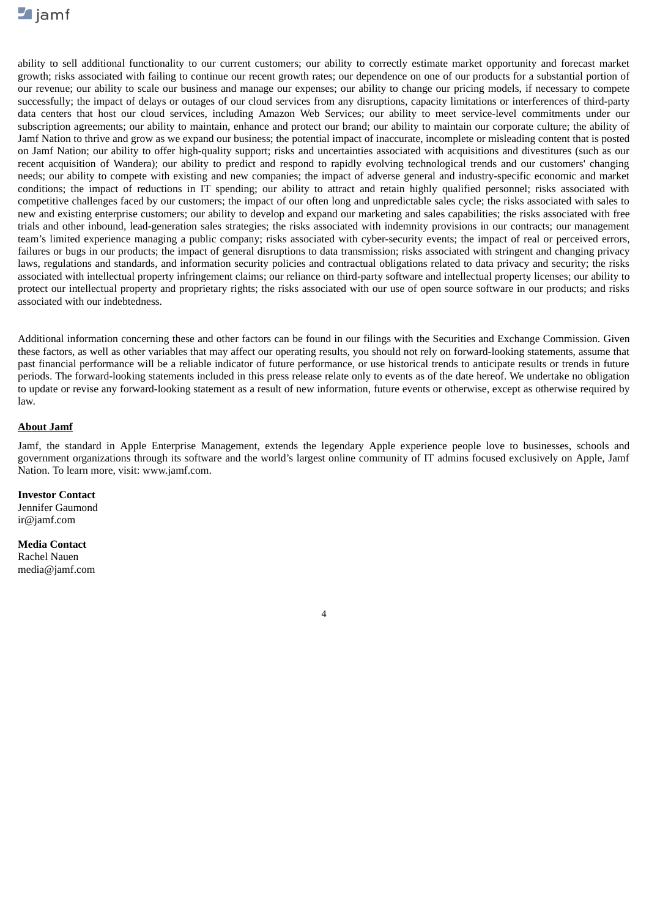ability to sell additional functionality to our current customers; our ability to correctly estimate market opportunity and forecast market growth; risks associated with failing to continue our recent growth rates; our dependence on one of our products for a substantial portion of our revenue; our ability to scale our business and manage our expenses; our ability to change our pricing models, if necessary to compete successfully; the impact of delays or outages of our cloud services from any disruptions, capacity limitations or interferences of third-party data centers that host our cloud services, including Amazon Web Services; our ability to meet service-level commitments under our subscription agreements; our ability to maintain, enhance and protect our brand; our ability to maintain our corporate culture; the ability of Jamf Nation to thrive and grow as we expand our business; the potential impact of inaccurate, incomplete or misleading content that is posted on Jamf Nation; our ability to offer high-quality support; risks and uncertainties associated with acquisitions and divestitures (such as our recent acquisition of Wandera); our ability to predict and respond to rapidly evolving technological trends and our customers' changing needs; our ability to compete with existing and new companies; the impact of adverse general and industry-specific economic and market conditions; the impact of reductions in IT spending; our ability to attract and retain highly qualified personnel; risks associated with competitive challenges faced by our customers; the impact of our often long and unpredictable sales cycle; the risks associated with sales to new and existing enterprise customers; our ability to develop and expand our marketing and sales capabilities; the risks associated with free trials and other inbound, lead-generation sales strategies; the risks associated with indemnity provisions in our contracts; our management team's limited experience managing a public company; risks associated with cyber-security events; the impact of real or perceived errors, failures or bugs in our products; the impact of general disruptions to data transmission; risks associated with stringent and changing privacy laws, regulations and standards, and information security policies and contractual obligations related to data privacy and security; the risks associated with intellectual property infringement claims; our reliance on third-party software and intellectual property licenses; our ability to protect our intellectual property and proprietary rights; the risks associated with our use of open source software in our products; and risks associated with our indebtedness.

Additional information concerning these and other factors can be found in our filings with the Securities and Exchange Commission. Given these factors, as well as other variables that may affect our operating results, you should not rely on forward-looking statements, assume that past financial performance will be a reliable indicator of future performance, or use historical trends to anticipate results or trends in future periods. The forward-looking statements included in this press release relate only to events as of the date hereof. We undertake no obligation to update or revise any forward-looking statement as a result of new information, future events or otherwise, except as otherwise required by law.

**About Jamf**

Jamf, the standard in Apple Enterprise Management, extends the legendary Apple experience people love to businesses, schools and government organizations through its software and the world's largest online community of IT admins focused exclusively on Apple, Jamf Nation. To learn more, visit: www.jamf.com.

**Investor Contact**
Jennifer Gaumond
ir@jamf.com

**Media Contact**
Rachel Nauen
media@jamf.com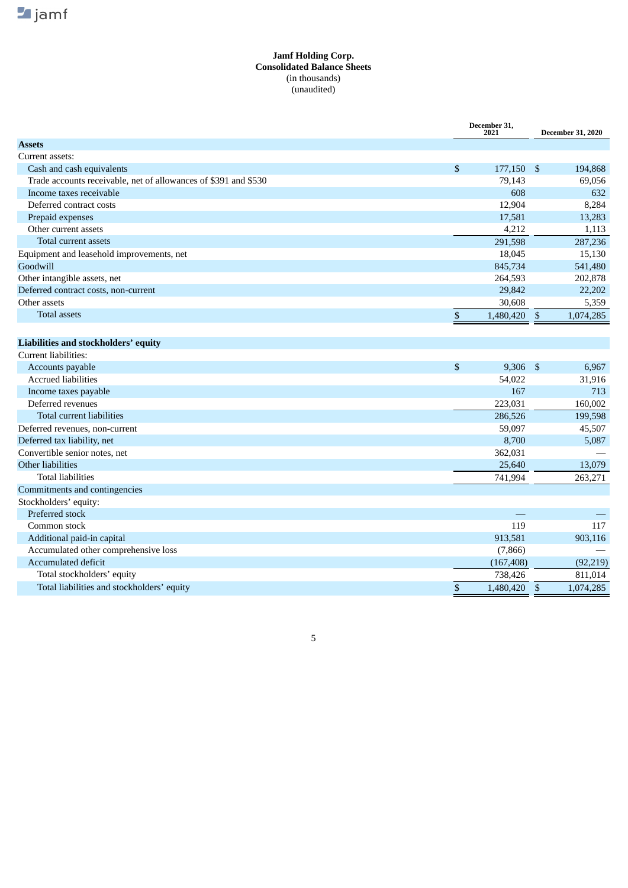**Jamf Holding Corp.**
**Consolidated Balance Sheets**
(in thousands)
(unaudited)

| | December 31, 2021 | December 31, 2020 |
|---|---|---|
| **Assets** | | |
| Current assets: | | |
| Cash and cash equivalents | $ 177,150 | $ 194,868 |
| Trade accounts receivable, net of allowances of $391 and $530 | 79,143 | 69,056 |
| Income taxes receivable | 608 | 632 |
| Deferred contract costs | 12,904 | 8,284 |
| Prepaid expenses | 17,581 | 13,283 |
| Other current assets | 4,212 | 1,113 |
| Total current assets | 291,598 | 287,236 |
| Equipment and leasehold improvements, net | 18,045 | 15,130 |
| Goodwill | 845,734 | 541,480 |
| Other intangible assets, net | 264,593 | 202,878 |
| Deferred contract costs, non-current | 29,842 | 22,202 |
| Other assets | 30,608 | 5,359 |
| Total assets | $ 1,480,420 | $ 1,074,285 |
| | | |
| **Liabilities and stockholders' equity** | | |
| Current liabilities: | | |
| Accounts payable | $ 9,306 | $ 6,967 |
| Accrued liabilities | 54,022 | 31,916 |
| Income taxes payable | 167 | 713 |
| Deferred revenues | 223,031 | 160,002 |
| Total current liabilities | 286,526 | 199,598 |
| Deferred revenues, non-current | 59,097 | 45,507 |
| Deferred tax liability, net | 8,700 | 5,087 |
| Convertible senior notes, net | 362,031 | — |
| Other liabilities | 25,640 | 13,079 |
| Total liabilities | 741,994 | 263,271 |
| Commitments and contingencies | | |
| Stockholders' equity: | | |
| Preferred stock | — | — |
| Common stock | 119 | 117 |
| Additional paid-in capital | 913,581 | 903,116 |
| Accumulated other comprehensive loss | (7,866) | — |
| Accumulated deficit | (167,408) | (92,219) |
| Total stockholders' equity | 738,426 | 811,014 |
| Total liabilities and stockholders' equity | $ 1,480,420 | $ 1,074,285 |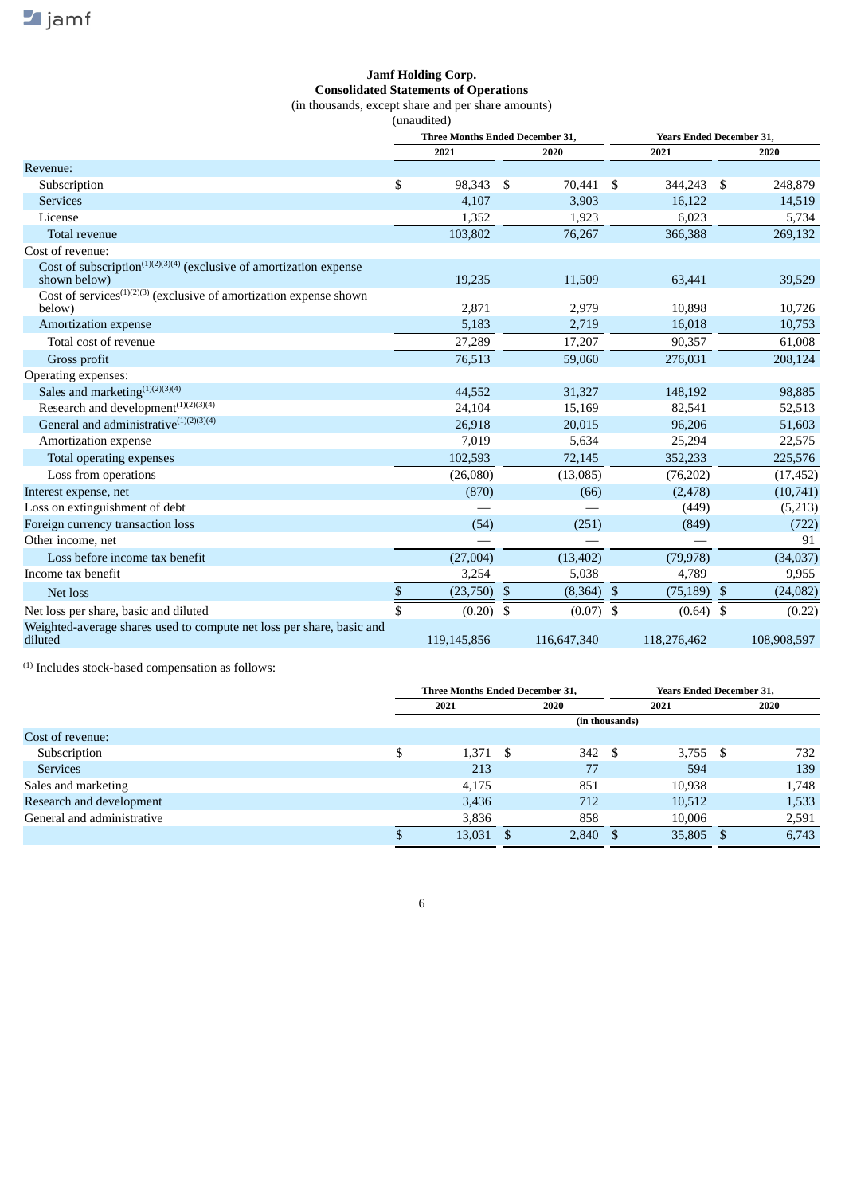**Jamf Holding Corp.**
**Consolidated Statements of Operations**
(in thousands, except share and per share amounts)
(unaudited)

| | Three Months Ended December 31, | | Years Ended December 31, | |
|---|---|---|---|---|
| | 2021 | 2020 | 2021 | 2020 |
| Revenue: | | | | |
| Subscription | $ 98,343 | $ 70,441 | $ 344,243 | $ 248,879 |
| Services | 4,107 | 3,903 | 16,122 | 14,519 |
| License | 1,352 | 1,923 | 6,023 | 5,734 |
| Total revenue | 103,802 | 76,267 | 366,388 | 269,132 |
| Cost of revenue: | | | | |
| Cost of subscription[(1)(2)(3)(4)] (exclusive of amortization expense shown below) | 19,235 | 11,509 | 63,441 | 39,529 |
| Cost of services[(1)(2)(3)] (exclusive of amortization expense shown below) | 2,871 | 2,979 | 10,898 | 10,726 |
| Amortization expense | 5,183 | 2,719 | 16,018 | 10,753 |
| Total cost of revenue | 27,289 | 17,207 | 90,357 | 61,008 |
| Gross profit | 76,513 | 59,060 | 276,031 | 208,124 |
| Operating expenses: | | | | |
| Sales and marketing[(1)(2)(3)(4)] | 44,552 | 31,327 | 148,192 | 98,885 |
| Research and development[(1)(2)(3)(4)] | 24,104 | 15,169 | 82,541 | 52,513 |
| General and administrative[(1)(2)(3)(4)] | 26,918 | 20,015 | 96,206 | 51,603 |
| Amortization expense | 7,019 | 5,634 | 25,294 | 22,575 |
| Total operating expenses | 102,593 | 72,145 | 352,233 | 225,576 |
| Loss from operations | (26,080) | (13,085) | (76,202) | (17,452) |
| Interest expense, net | (870) | (66) | (2,478) | (10,741) |
| Loss on extinguishment of debt | — | — | (449) | (5,213) |
| Foreign currency transaction loss | (54) | (251) | (849) | (722) |
| Other income, net | — | — | — | 91 |
| Loss before income tax benefit | (27,004) | (13,402) | (79,978) | (34,037) |
| Income tax benefit | 3,254 | 5,038 | 4,789 | 9,955 |
| Net loss | $ (23,750) | $ (8,364) | $ (75,189) | $ (24,082) |
| Net loss per share, basic and diluted | $ (0.20) | $ (0.07) | $ (0.64) | $ (0.22) |
| Weighted-average shares used to compute net loss per share, basic and diluted | 119,145,856 | 116,647,340 | 118,276,462 | 108,908,597 |

[(1)] Includes stock-based compensation as follows:

| | Three Months Ended December 31, | | Years Ended December 31, | |
|---|---|---|---|---|
| | 2021 | 2020 | 2021 | 2020 |
| | (in thousands) | | | |
| Cost of revenue: | | | | |
| Subscription | $ 1,371 | $ 342 | $ 3,755 | $ 732 |
| Services | 213 | 77 | 594 | 139 |
| Sales and marketing | 4,175 | 851 | 10,938 | 1,748 |
| Research and development | 3,436 | 712 | 10,512 | 1,533 |
| General and administrative | 3,836 | 858 | 10,006 | 2,591 |
| | $ 13,031 | $ 2,840 | $ 35,805 | $ 6,743 |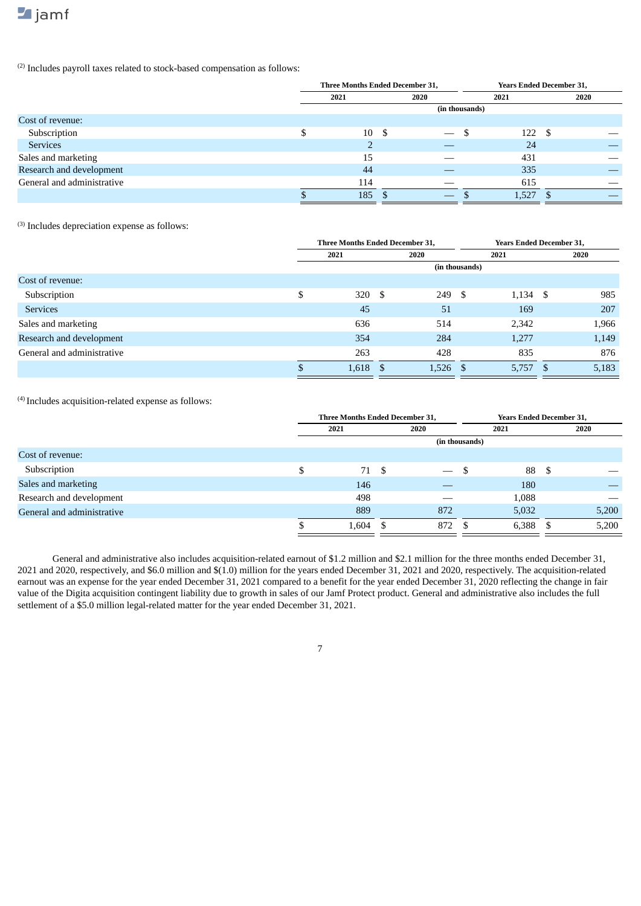(2) Includes payroll taxes related to stock-based compensation as follows:

| | Three Months Ended December 31, | | Years Ended December 31, | |
|---|---|---|---|---|
| | 2021 | 2020 | 2021 | 2020 |
| | (in thousands) | | | |
| Cost of revenue: | | | | |
| Subscription | $ 10 | $ — | $ 122 | $ — |
| Services | 2 | — | 24 | — |
| Sales and marketing | 15 | — | 431 | — |
| Research and development | 44 | — | 335 | — |
| General and administrative | 114 | — | 615 | — |
| | $ 185 | $ — | $ 1,527 | $ — |

(3) Includes depreciation expense as follows:

| | Three Months Ended December 31, | | Years Ended December 31, | |
|---|---|---|---|---|
| | 2021 | 2020 | 2021 | 2020 |
| | (in thousands) | | | |
| Cost of revenue: | | | | |
| Subscription | $ 320 | $ 249 | $ 1,134 | $ 985 |
| Services | 45 | 51 | 169 | 207 |
| Sales and marketing | 636 | 514 | 2,342 | 1,966 |
| Research and development | 354 | 284 | 1,277 | 1,149 |
| General and administrative | 263 | 428 | 835 | 876 |
| | $ 1,618 | $ 1,526 | $ 5,757 | $ 5,183 |

(4) Includes acquisition-related expense as follows:

| | Three Months Ended December 31, | | Years Ended December 31, | |
|---|---|---|---|---|
| | 2021 | 2020 | 2021 | 2020 |
| | (in thousands) | | | |
| Cost of revenue: | | | | |
| Subscription | $ 71 | $ — | $ 88 | $ — |
| Sales and marketing | 146 | — | 180 | — |
| Research and development | 498 | — | 1,088 | — |
| General and administrative | 889 | 872 | 5,032 | 5,200 |
| | $ 1,604 | $ 872 | $ 6,388 | $ 5,200 |

General and administrative also includes acquisition-related earnout of $1.2 million and $2.1 million for the three months ended December 31, 2021 and 2020, respectively, and $6.0 million and $(1.0) million for the years ended December 31, 2021 and 2020, respectively. The acquisition-related earnout was an expense for the year ended December 31, 2021 compared to a benefit for the year ended December 31, 2020 reflecting the change in fair value of the Digita acquisition contingent liability due to growth in sales of our Jamf Protect product. General and administrative also includes the full settlement of a $5.0 million legal-related matter for the year ended December 31, 2021.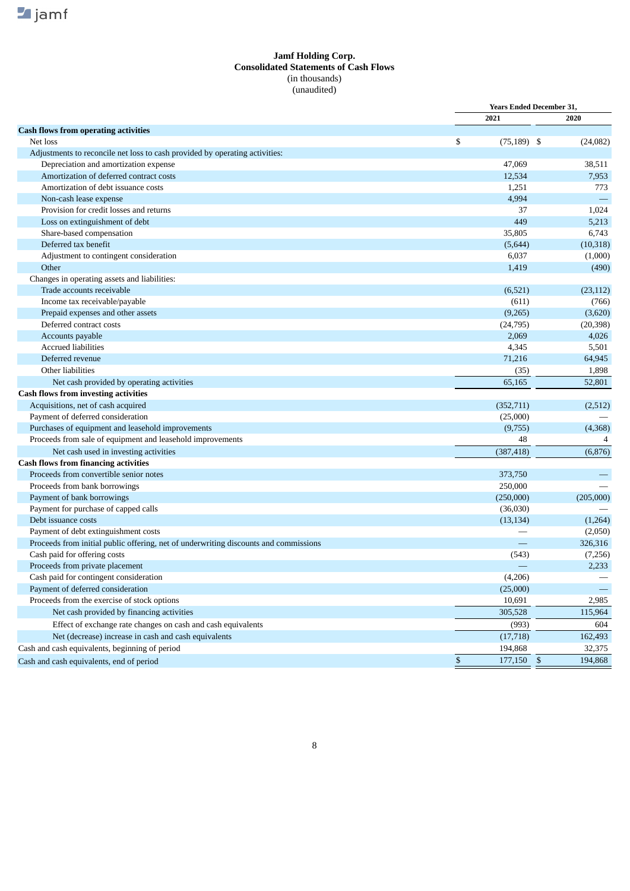**Jamf Holding Corp.**
**Consolidated Statements of Cash Flows**
(in thousands)
(unaudited)

| | Years Ended December 31, | |
|---|---|---|
| | 2021 | 2020 |
| **Cash flows from operating activities** | | |
| Net loss | $ (75,189) | $ (24,082) |
| Adjustments to reconcile net loss to cash provided by operating activities: | | |
| Depreciation and amortization expense | 47,069 | 38,511 |
| Amortization of deferred contract costs | 12,534 | 7,953 |
| Amortization of debt issuance costs | 1,251 | 773 |
| Non-cash lease expense | 4,994 | — |
| Provision for credit losses and returns | 37 | 1,024 |
| Loss on extinguishment of debt | 449 | 5,213 |
| Share-based compensation | 35,805 | 6,743 |
| Deferred tax benefit | (5,644) | (10,318) |
| Adjustment to contingent consideration | 6,037 | (1,000) |
| Other | 1,419 | (490) |
| Changes in operating assets and liabilities: | | |
| Trade accounts receivable | (6,521) | (23,112) |
| Income tax receivable/payable | (611) | (766) |
| Prepaid expenses and other assets | (9,265) | (3,620) |
| Deferred contract costs | (24,795) | (20,398) |
| Accounts payable | 2,069 | 4,026 |
| Accrued liabilities | 4,345 | 5,501 |
| Deferred revenue | 71,216 | 64,945 |
| Other liabilities | (35) | 1,898 |
| Net cash provided by operating activities | 65,165 | 52,801 |
| **Cash flows from investing activities** | | |
| Acquisitions, net of cash acquired | (352,711) | (2,512) |
| Payment of deferred consideration | (25,000) | — |
| Purchases of equipment and leasehold improvements | (9,755) | (4,368) |
| Proceeds from sale of equipment and leasehold improvements | 48 | 4 |
| Net cash used in investing activities | (387,418) | (6,876) |
| **Cash flows from financing activities** | | |
| Proceeds from convertible senior notes | 373,750 | — |
| Proceeds from bank borrowings | 250,000 | — |
| Payment of bank borrowings | (250,000) | (205,000) |
| Payment for purchase of capped calls | (36,030) | — |
| Debt issuance costs | (13,134) | (1,264) |
| Payment of debt extinguishment costs | — | (2,050) |
| Proceeds from initial public offering, net of underwriting discounts and commissions | — | 326,316 |
| Cash paid for offering costs | (543) | (7,256) |
| Proceeds from private placement | — | 2,233 |
| Cash paid for contingent consideration | (4,206) | — |
| Payment of deferred consideration | (25,000) | — |
| Proceeds from the exercise of stock options | 10,691 | 2,985 |
| Net cash provided by financing activities | 305,528 | 115,964 |
| Effect of exchange rate changes on cash and cash equivalents | (993) | 604 |
| Net (decrease) increase in cash and cash equivalents | (17,718) | 162,493 |
| Cash and cash equivalents, beginning of period | 194,868 | 32,375 |
| Cash and cash equivalents, end of period | $ 177,150 | $ 194,868 |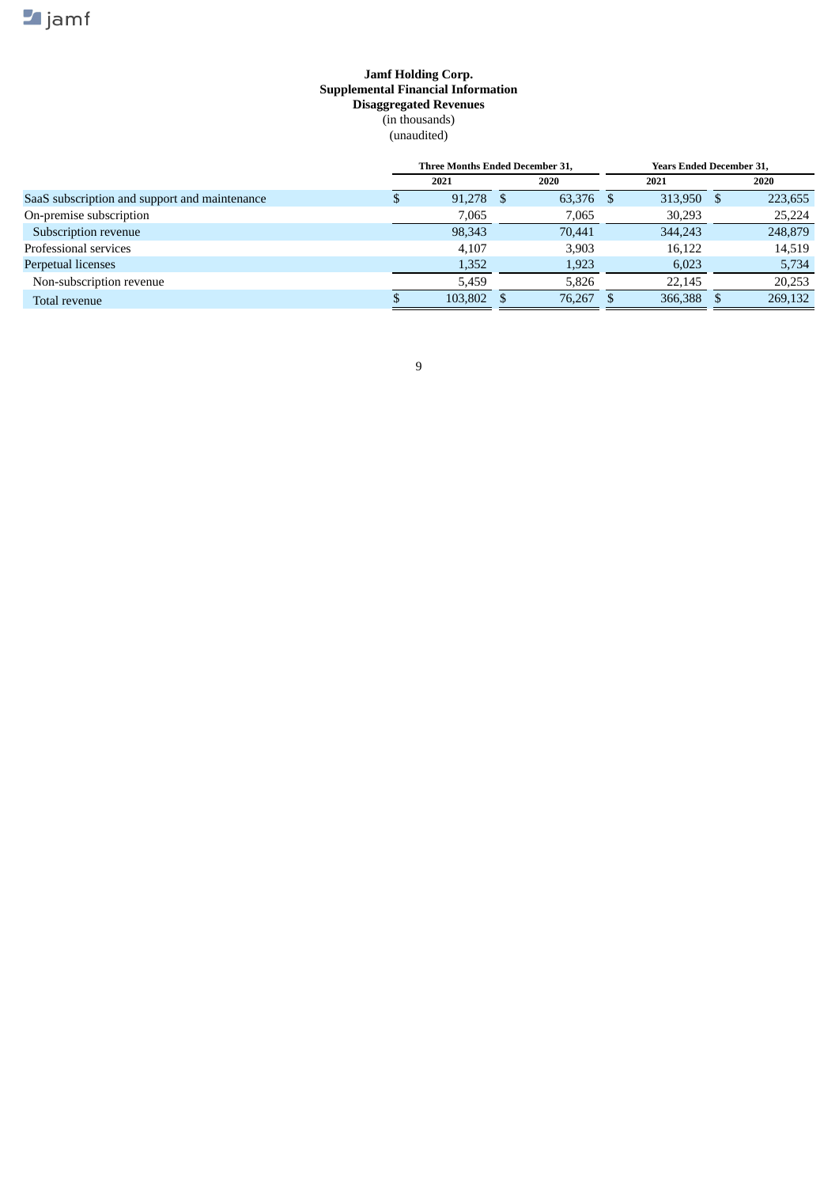**Jamf Holding Corp.**
**Supplemental Financial Information**
**Disaggregated Revenues**
(in thousands)
(unaudited)

| | Three Months Ended December 31, | | Years Ended December 31, | |
|---|---|---|---|---|
| | 2021 | 2020 | 2021 | 2020 |
| SaaS subscription and support and maintenance | $ 91,278 | $ 63,376 | $ 313,950 | $ 223,655 |
| On-premise subscription | 7,065 | 7,065 | 30,293 | 25,224 |
| Subscription revenue | 98,343 | 70,441 | 344,243 | 248,879 |
| Professional services | 4,107 | 3,903 | 16,122 | 14,519 |
| Perpetual licenses | 1,352 | 1,923 | 6,023 | 5,734 |
| Non-subscription revenue | 5,459 | 5,826 | 22,145 | 20,253 |
| Total revenue | $ 103,802 | $ 76,267 | $ 366,388 | $ 269,132 |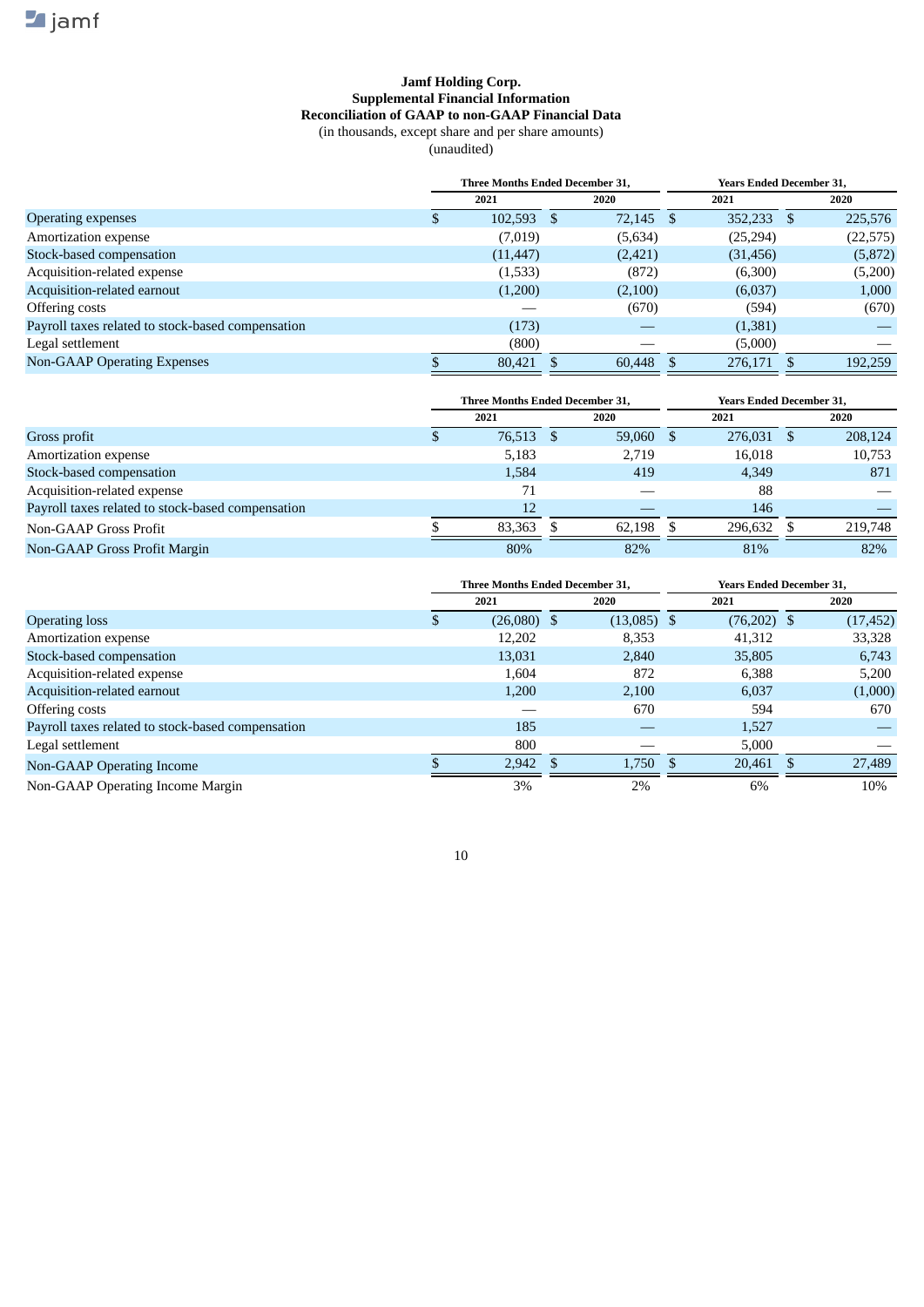**Jamf Holding Corp.**
**Supplemental Financial Information**
**Reconciliation of GAAP to non-GAAP Financial Data**
(in thousands, except share and per share amounts)
(unaudited)

| | Three Months Ended December 31, | | Years Ended December 31, | |
|---|---|---|---|---|
| | 2021 | 2020 | 2021 | 2020 |
| Operating expenses | $ 102,593 | $ 72,145 | $ 352,233 | $ 225,576 |
| Amortization expense | (7,019) | (5,634) | (25,294) | (22,575) |
| Stock-based compensation | (11,447) | (2,421) | (31,456) | (5,872) |
| Acquisition-related expense | (1,533) | (872) | (6,300) | (5,200) |
| Acquisition-related earnout | (1,200) | (2,100) | (6,037) | 1,000 |
| Offering costs | — | (670) | (594) | (670) |
| Payroll taxes related to stock-based compensation | (173) | — | (1,381) | — |
| Legal settlement | (800) | — | (5,000) | — |
| Non-GAAP Operating Expenses | $ 80,421 | $ 60,448 | $ 276,171 | $ 192,259 |

| | Three Months Ended December 31, | | Years Ended December 31, | |
|---|---|---|---|---|
| | 2021 | 2020 | 2021 | 2020 |
| Gross profit | $ 76,513 | $ 59,060 | $ 276,031 | $ 208,124 |
| Amortization expense | 5,183 | 2,719 | 16,018 | 10,753 |
| Stock-based compensation | 1,584 | 419 | 4,349 | 871 |
| Acquisition-related expense | 71 | — | 88 | — |
| Payroll taxes related to stock-based compensation | 12 | — | 146 | — |
| Non-GAAP Gross Profit | $ 83,363 | $ 62,198 | $ 296,632 | $ 219,748 |
| Non-GAAP Gross Profit Margin | 80% | 82% | 81% | 82% |

| | Three Months Ended December 31, | | Years Ended December 31, | |
|---|---|---|---|---|
| | 2021 | 2020 | 2021 | 2020 |
| Operating loss | $ (26,080) | $ (13,085) | $ (76,202) | $ (17,452) |
| Amortization expense | 12,202 | 8,353 | 41,312 | 33,328 |
| Stock-based compensation | 13,031 | 2,840 | 35,805 | 6,743 |
| Acquisition-related expense | 1,604 | 872 | 6,388 | 5,200 |
| Acquisition-related earnout | 1,200 | 2,100 | 6,037 | (1,000) |
| Offering costs | — | 670 | 594 | 670 |
| Payroll taxes related to stock-based compensation | 185 | — | 1,527 | — |
| Legal settlement | 800 | — | 5,000 | — |
| Non-GAAP Operating Income | $ 2,942 | $ 1,750 | $ 20,461 | $ 27,489 |
| Non-GAAP Operating Income Margin | 3% | 2% | 6% | 10% |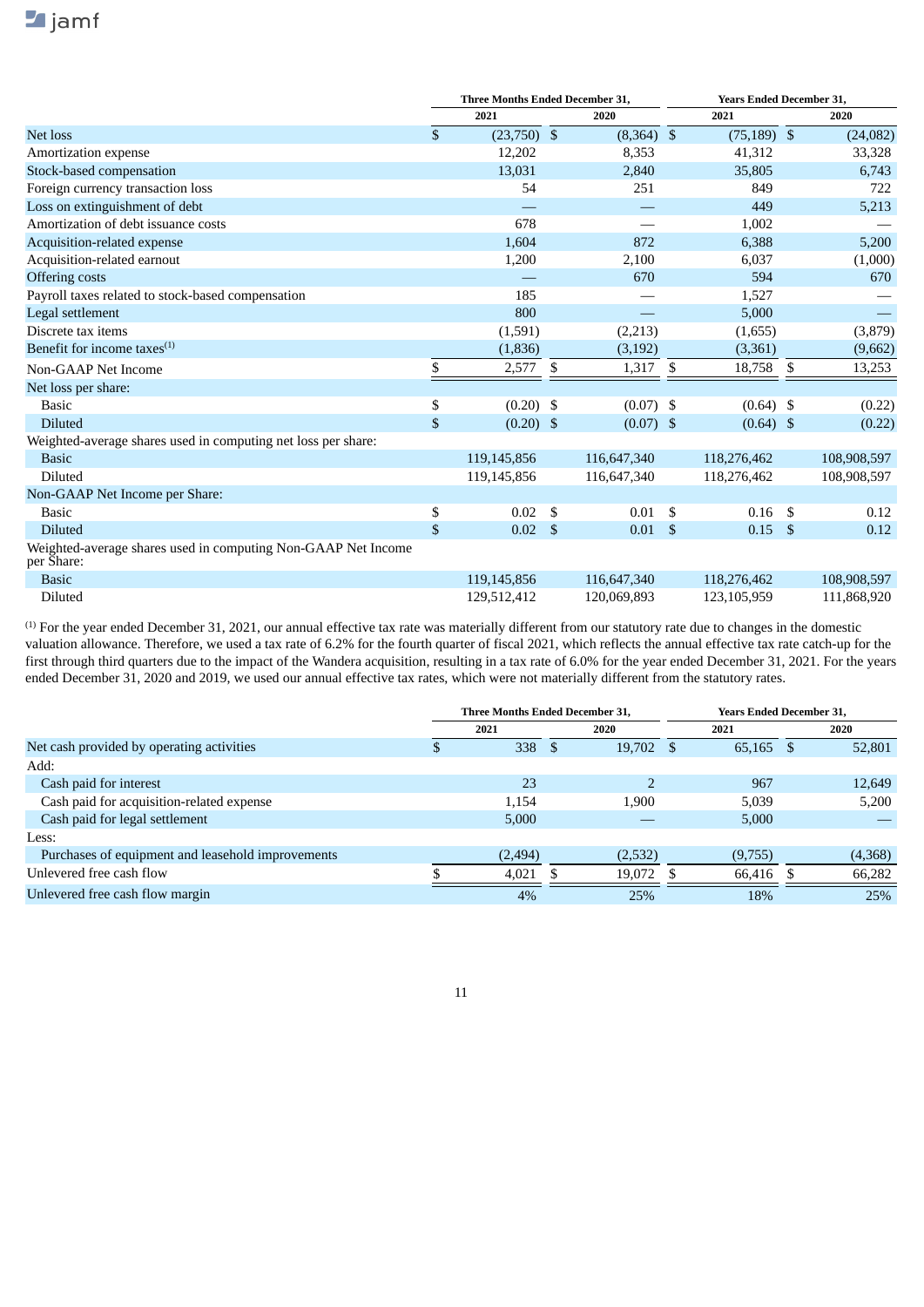| | Three Months Ended December 31, | | Years Ended December 31, | |
|---|---|---|---|---|
| | 2021 | 2020 | 2021 | 2020 |
| Net loss | $ (23,750) | $ (8,364) | $ (75,189) | $ (24,082) |
| Amortization expense | 12,202 | 8,353 | 41,312 | 33,328 |
| Stock-based compensation | 13,031 | 2,840 | 35,805 | 6,743 |
| Foreign currency transaction loss | 54 | 251 | 849 | 722 |
| Loss on extinguishment of debt | — | — | 449 | 5,213 |
| Amortization of debt issuance costs | 678 | — | 1,002 | — |
| Acquisition-related expense | 1,604 | 872 | 6,388 | 5,200 |
| Acquisition-related earnout | 1,200 | 2,100 | 6,037 | (1,000) |
| Offering costs | — | 670 | 594 | 670 |
| Payroll taxes related to stock-based compensation | 185 | — | 1,527 | — |
| Legal settlement | 800 | — | 5,000 | — |
| Discrete tax items | (1,591) | (2,213) | (1,655) | (3,879) |
| Benefit for income taxes[(1)] | (1,836) | (3,192) | (3,361) | (9,662) |
| Non-GAAP Net Income | $ 2,577 | $ 1,317 | $ 18,758 | $ 13,253 |
| Net loss per share: | | | | |
| Basic | $ (0.20) | $ (0.07) | $ (0.64) | $ (0.22) |
| Diluted | $ (0.20) | $ (0.07) | $ (0.64) | $ (0.22) |
| Weighted-average shares used in computing net loss per share: | | | | |
| Basic | 119,145,856 | 116,647,340 | 118,276,462 | 108,908,597 |
| Diluted | 119,145,856 | 116,647,340 | 118,276,462 | 108,908,597 |
| Non-GAAP Net Income per Share: | | | | |
| Basic | $ 0.02 | $ 0.01 | $ 0.16 | $ 0.12 |
| Diluted | $ 0.02 | $ 0.01 | $ 0.15 | $ 0.12 |
| Weighted-average shares used in computing Non-GAAP Net Income per Share: | | | | |
| Basic | 119,145,856 | 116,647,340 | 118,276,462 | 108,908,597 |
| Diluted | 129,512,412 | 120,069,893 | 123,105,959 | 111,868,920 |

(1) For the year ended December 31, 2021, our annual effective tax rate was materially different from our statutory rate due to changes in the domestic valuation allowance. Therefore, we used a tax rate of 6.2% for the fourth quarter of fiscal 2021, which reflects the annual effective tax rate catch-up for the first through third quarters due to the impact of the Wandera acquisition, resulting in a tax rate of 6.0% for the year ended December 31, 2021. For the years ended December 31, 2020 and 2019, we used our annual effective tax rates, which were not materially different from the statutory rates.

| | Three Months Ended December 31, | | Years Ended December 31, | |
|---|---|---|---|---|
| | 2021 | 2020 | 2021 | 2020 |
| Net cash provided by operating activities | $ 338 | $ 19,702 | $ 65,165 | $ 52,801 |
| Add: | | | | |
| Cash paid for interest | 23 | 2 | 967 | 12,649 |
| Cash paid for acquisition-related expense | 1,154 | 1,900 | 5,039 | 5,200 |
| Cash paid for legal settlement | 5,000 | — | 5,000 | — |
| Less: | | | | |
| Purchases of equipment and leasehold improvements | (2,494) | (2,532) | (9,755) | (4,368) |
| Unlevered free cash flow | $ 4,021 | $ 19,072 | $ 66,416 | $ 66,282 |
| Unlevered free cash flow margin | 4% | 25% | 18% | 25% |